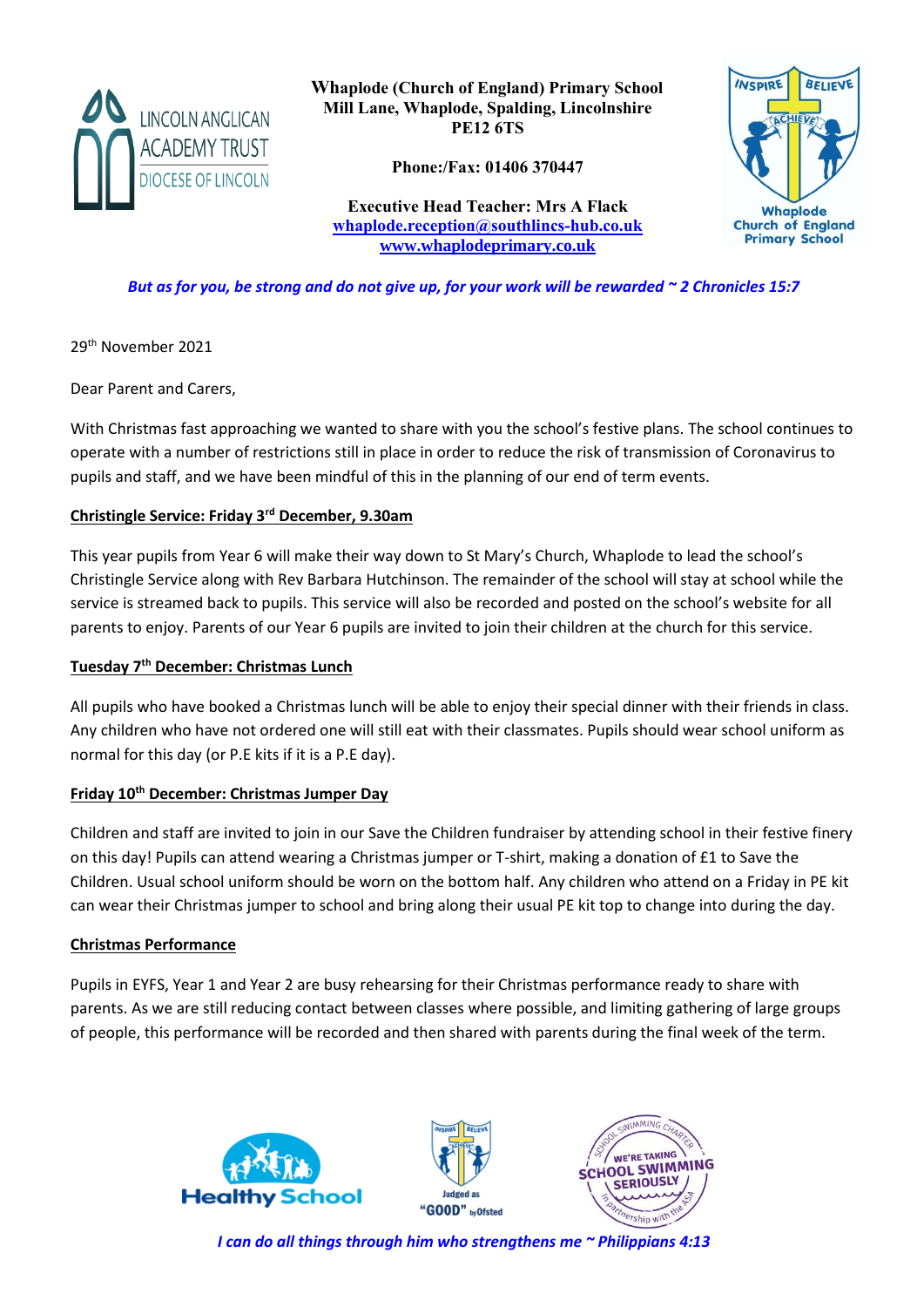**Whaplode (Church of England) Primary School**
**Mill Lane, Whaplode, Spalding, Lincolnshire**
**PE12 6TS**

**Phone:/Fax: 01406 370447**

**Executive Head Teacher: Mrs A Flack**
**whaplode.reception@southlincs-hub.co.uk**
**www.whaplodeprimary.co.uk**

*But as for you, be strong and do not give up, for your work will be rewarded ~ 2 Chronicles 15:7*

29th November 2021

Dear Parent and Carers,

With Christmas fast approaching we wanted to share with you the school's festive plans. The school continues to operate with a number of restrictions still in place in order to reduce the risk of transmission of Coronavirus to pupils and staff, and we have been mindful of this in the planning of our end of term events.

**Christingle Service: Friday 3rd December, 9.30am**

This year pupils from Year 6 will make their way down to St Mary's Church, Whaplode to lead the school's Christingle Service along with Rev Barbara Hutchinson. The remainder of the school will stay at school while the service is streamed back to pupils. This service will also be recorded and posted on the school's website for all parents to enjoy. Parents of our Year 6 pupils are invited to join their children at the church for this service.

**Tuesday 7th December: Christmas Lunch**

All pupils who have booked a Christmas lunch will be able to enjoy their special dinner with their friends in class. Any children who have not ordered one will still eat with their classmates. Pupils should wear school uniform as normal for this day (or P.E kits if it is a P.E day).

**Friday 10th December: Christmas Jumper Day**

Children and staff are invited to join in our Save the Children fundraiser by attending school in their festive finery on this day! Pupils can attend wearing a Christmas jumper or T-shirt, making a donation of £1 to Save the Children. Usual school uniform should be worn on the bottom half. Any children who attend on a Friday in PE kit can wear their Christmas jumper to school and bring along their usual PE kit top to change into during the day.

**Christmas Performance**

Pupils in EYFS, Year 1 and Year 2 are busy rehearsing for their Christmas performance ready to share with parents. As we are still reducing contact between classes where possible, and limiting gathering of large groups of people, this performance will be recorded and then shared with parents during the final week of the term.

*I can do all things through him who strengthens me ~ Philippians 4:13*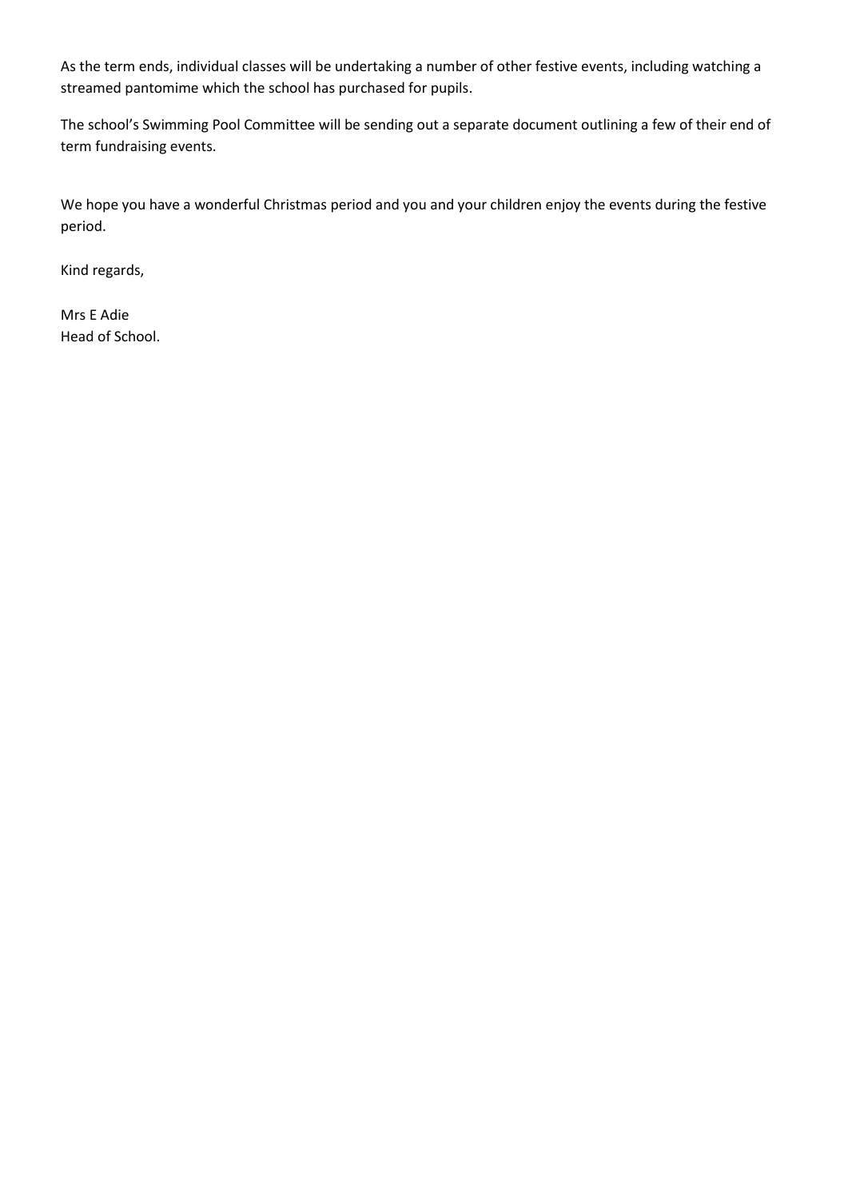As the term ends, individual classes will be undertaking a number of other festive events, including watching a streamed pantomime which the school has purchased for pupils.

The school's Swimming Pool Committee will be sending out a separate document outlining a few of their end of term fundraising events.

We hope you have a wonderful Christmas period and you and your children enjoy the events during the festive period.

Kind regards,

Mrs E Adie
Head of School.